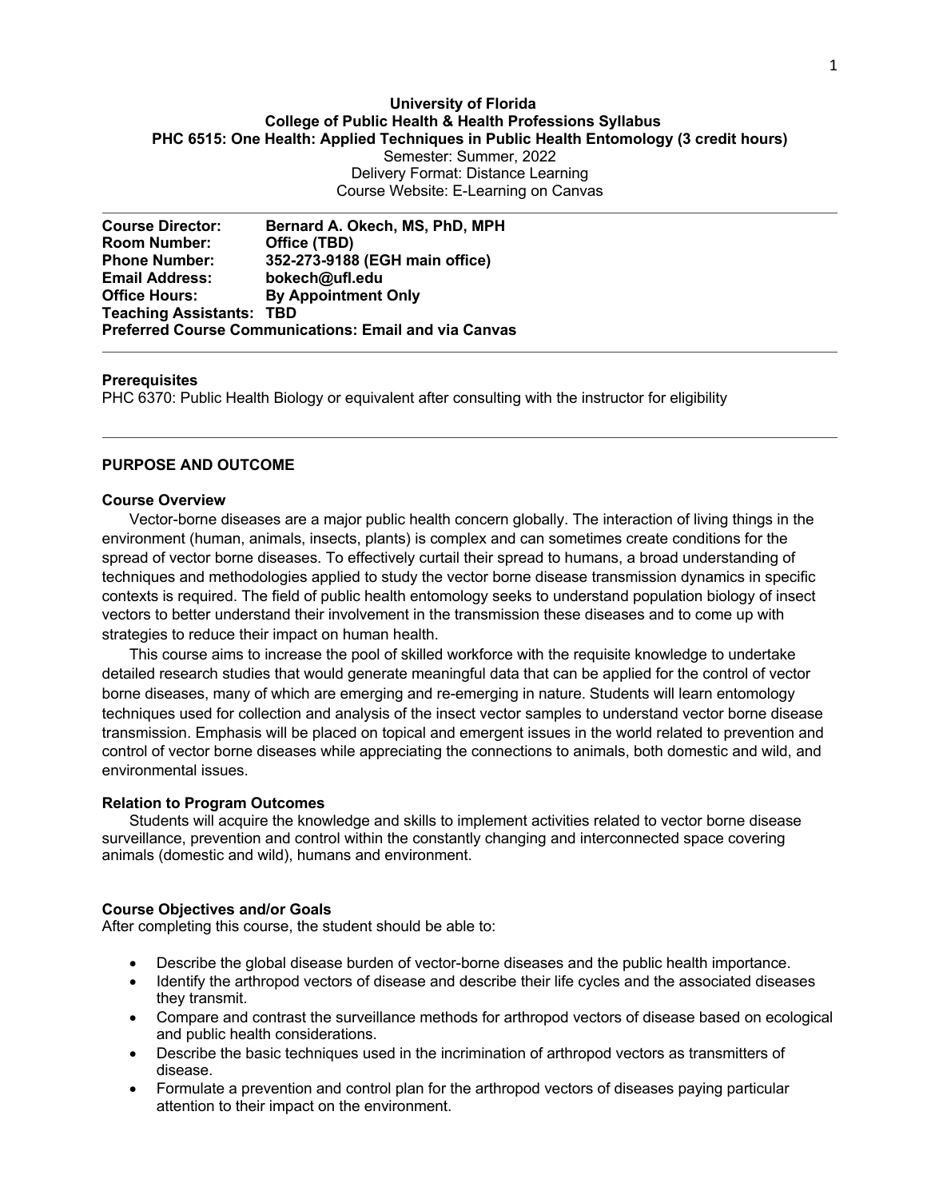**University of Florida**
**College of Public Health & Health Professions Syllabus**
**PHC 6515: One Health: Applied Techniques in Public Health Entomology (3 credit hours)**
Semester: Summer, 2022
Delivery Format: Distance Learning
Course Website: E-Learning on Canvas

---

**Course Director:** Bernard A. Okech, MS, PhD, MPH
**Room Number:** Office (TBD)
**Phone Number:** 352-273-9188 (EGH main office)
**Email Address:** bokech@ufl.edu
**Office Hours:** By Appointment Only
**Teaching Assistants:** TBD
**Preferred Course Communications: Email and via Canvas**

---

**Prerequisites**
PHC 6370: Public Health Biology or equivalent after consulting with the instructor for eligibility

---

## PURPOSE AND OUTCOME

### Course Overview

Vector-borne diseases are a major public health concern globally. The interaction of living things in the environment (human, animals, insects, plants) is complex and can sometimes create conditions for the spread of vector borne diseases. To effectively curtail their spread to humans, a broad understanding of techniques and methodologies applied to study the vector borne disease transmission dynamics in specific contexts is required. The field of public health entomology seeks to understand population biology of insect vectors to better understand their involvement in the transmission these diseases and to come up with strategies to reduce their impact on human health.

This course aims to increase the pool of skilled workforce with the requisite knowledge to undertake detailed research studies that would generate meaningful data that can be applied for the control of vector borne diseases, many of which are emerging and re-emerging in nature. Students will learn entomology techniques used for collection and analysis of the insect vector samples to understand vector borne disease transmission. Emphasis will be placed on topical and emergent issues in the world related to prevention and control of vector borne diseases while appreciating the connections to animals, both domestic and wild, and environmental issues.

### Relation to Program Outcomes

Students will acquire the knowledge and skills to implement activities related to vector borne disease surveillance, prevention and control within the constantly changing and interconnected space covering animals (domestic and wild), humans and environment.

### Course Objectives and/or Goals

After completing this course, the student should be able to:

- Describe the global disease burden of vector-borne diseases and the public health importance.
- Identify the arthropod vectors of disease and describe their life cycles and the associated diseases they transmit.
- Compare and contrast the surveillance methods for arthropod vectors of disease based on ecological and public health considerations.
- Describe the basic techniques used in the incrimination of arthropod vectors as transmitters of disease.
- Formulate a prevention and control plan for the arthropod vectors of diseases paying particular attention to their impact on the environment.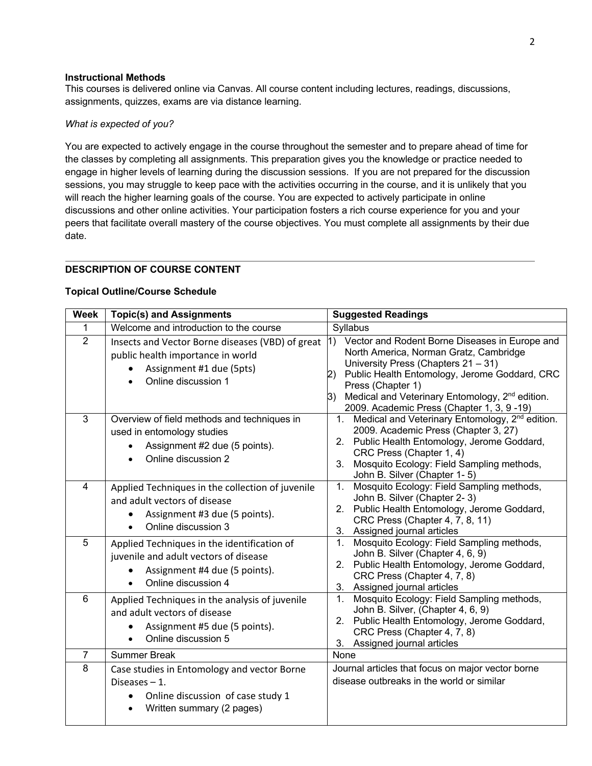**Instructional Methods**

This courses is delivered online via Canvas. All course content including lectures, readings, discussions, assignments, quizzes, exams are via distance learning.

*What is expected of you?*

You are expected to actively engage in the course throughout the semester and to prepare ahead of time for the classes by completing all assignments. This preparation gives you the knowledge or practice needed to engage in higher levels of learning during the discussion sessions. If you are not prepared for the discussion sessions, you may struggle to keep pace with the activities occurring in the course, and it is unlikely that you will reach the higher learning goals of the course. You are expected to actively participate in online discussions and other online activities. Your participation fosters a rich course experience for you and your peers that facilitate overall mastery of the course objectives. You must complete all assignments by their due date.

---

**DESCRIPTION OF COURSE CONTENT**

**Topical Outline/Course Schedule**

| Week | Topic(s) and Assignments | Suggested Readings |
|---|---|---|
| 1 | Welcome and introduction to the course | Syllabus |
| 2 | Insects and Vector Borne diseases (VBD) of great public health importance in world<br>• Assignment #1 due (5pts)<br>• Online discussion 1 | 1) Vector and Rodent Borne Diseases in Europe and North America, Norman Gratz, Cambridge University Press (Chapters 21 – 31)<br>2) Public Health Entomology, Jerome Goddard, CRC Press (Chapter 1)<br>3) Medical and Veterinary Entomology, 2nd edition. 2009. Academic Press (Chapter 1, 3, 9 -19) |
| 3 | Overview of field methods and techniques in used in entomology studies<br>• Assignment #2 due (5 points).<br>• Online discussion 2 | 1. Medical and Veterinary Entomology, 2nd edition. 2009. Academic Press (Chapter 3, 27)<br>2. Public Health Entomology, Jerome Goddard, CRC Press (Chapter 1, 4)<br>3. Mosquito Ecology: Field Sampling methods, John B. Silver (Chapter 1- 5) |
| 4 | Applied Techniques in the collection of juvenile and adult vectors of disease<br>• Assignment #3 due (5 points).<br>• Online discussion 3 | 1. Mosquito Ecology: Field Sampling methods, John B. Silver (Chapter 2- 3)<br>2. Public Health Entomology, Jerome Goddard, CRC Press (Chapter 4, 7, 8, 11)<br>3. Assigned journal articles |
| 5 | Applied Techniques in the identification of juvenile and adult vectors of disease<br>• Assignment #4 due (5 points).<br>• Online discussion 4 | 1. Mosquito Ecology: Field Sampling methods, John B. Silver (Chapter 4, 6, 9)<br>2. Public Health Entomology, Jerome Goddard, CRC Press (Chapter 4, 7, 8)<br>3. Assigned journal articles |
| 6 | Applied Techniques in the analysis of juvenile and adult vectors of disease<br>• Assignment #5 due (5 points).<br>• Online discussion 5 | 1. Mosquito Ecology: Field Sampling methods, John B. Silver, (Chapter 4, 6, 9)<br>2. Public Health Entomology, Jerome Goddard, CRC Press (Chapter 4, 7, 8)<br>3. Assigned journal articles |
| 7 | Summer Break | None |
| 8 | Case studies in Entomology and vector Borne Diseases – 1.<br>• Online discussion of case study 1<br>• Written summary (2 pages) | Journal articles that focus on major vector borne disease outbreaks in the world or similar |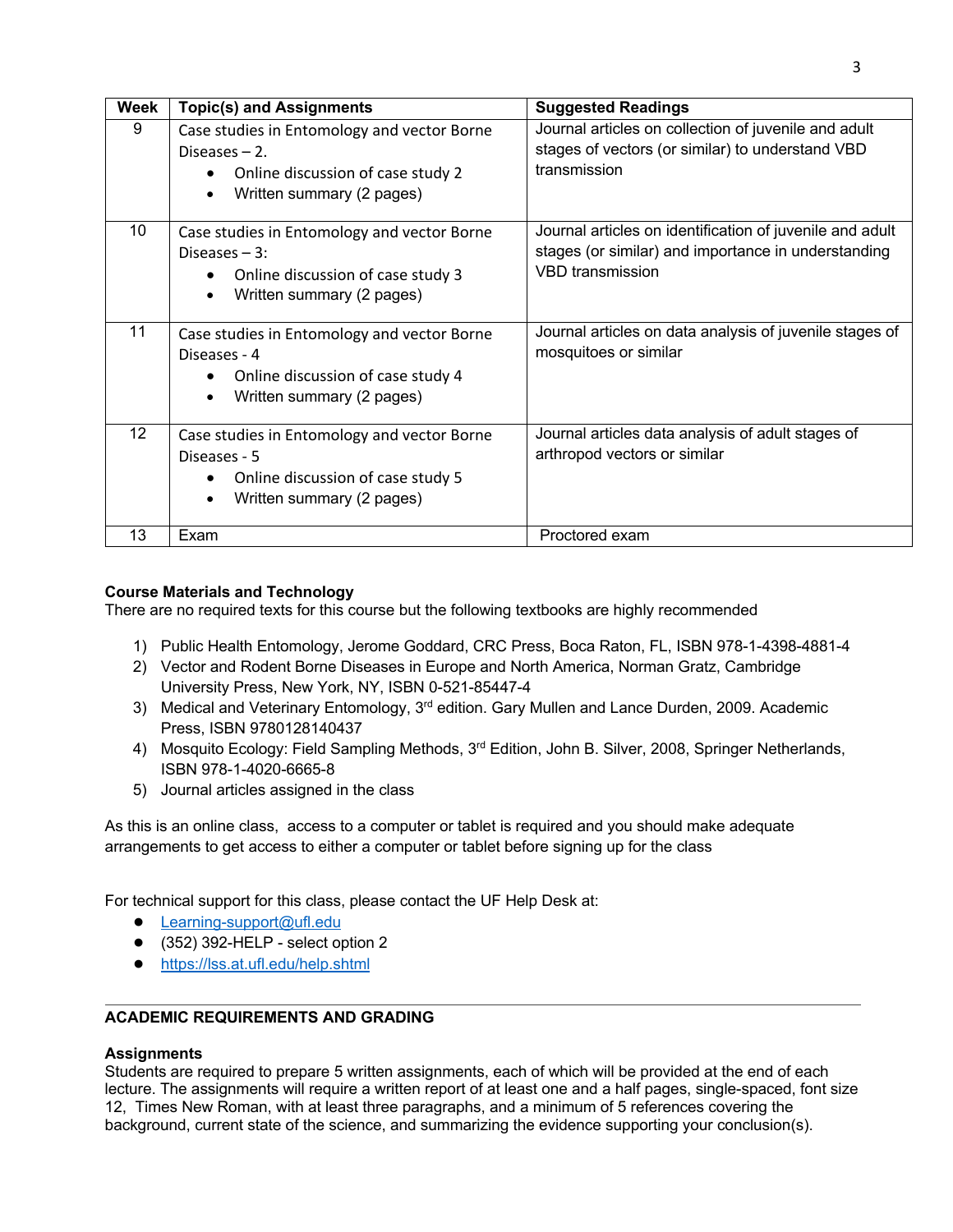| Week | Topic(s) and Assignments | Suggested Readings |
|---|---|---|
| 9 | Case studies in Entomology and vector Borne Diseases – 2.<br>• Online discussion of case study 2<br>• Written summary (2 pages) | Journal articles on collection of juvenile and adult stages of vectors (or similar) to understand VBD transmission |
| 10 | Case studies in Entomology and vector Borne Diseases – 3:<br>• Online discussion of case study 3<br>• Written summary (2 pages) | Journal articles on identification of juvenile and adult stages (or similar) and importance in understanding VBD transmission |
| 11 | Case studies in Entomology and vector Borne Diseases - 4<br>• Online discussion of case study 4<br>• Written summary (2 pages) | Journal articles on data analysis of juvenile stages of mosquitoes or similar |
| 12 | Case studies in Entomology and vector Borne Diseases - 5<br>• Online discussion of case study 5<br>• Written summary (2 pages) | Journal articles data analysis of adult stages of arthropod vectors or similar |
| 13 | Exam | Proctored exam |

**Course Materials and Technology**

There are no required texts for this course but the following textbooks are highly recommended

1) Public Health Entomology, Jerome Goddard, CRC Press, Boca Raton, FL, ISBN 978-1-4398-4881-4
2) Vector and Rodent Borne Diseases in Europe and North America, Norman Gratz, Cambridge University Press, New York, NY, ISBN 0-521-85447-4
3) Medical and Veterinary Entomology, 3rd edition. Gary Mullen and Lance Durden, 2009. Academic Press, ISBN 9780128140437
4) Mosquito Ecology: Field Sampling Methods, 3rd Edition, John B. Silver, 2008, Springer Netherlands, ISBN 978-1-4020-6665-8
5) Journal articles assigned in the class

As this is an online class, access to a computer or tablet is required and you should make adequate arrangements to get access to either a computer or tablet before signing up for the class

For technical support for this class, please contact the UF Help Desk at:

- Learning-support@ufl.edu
- (352) 392-HELP - select option 2
- https://lss.at.ufl.edu/help.shtml

---

**ACADEMIC REQUIREMENTS AND GRADING**

**Assignments**

Students are required to prepare 5 written assignments, each of which will be provided at the end of each lecture. The assignments will require a written report of at least one and a half pages, single-spaced, font size 12, Times New Roman, with at least three paragraphs, and a minimum of 5 references covering the background, current state of the science, and summarizing the evidence supporting your conclusion(s).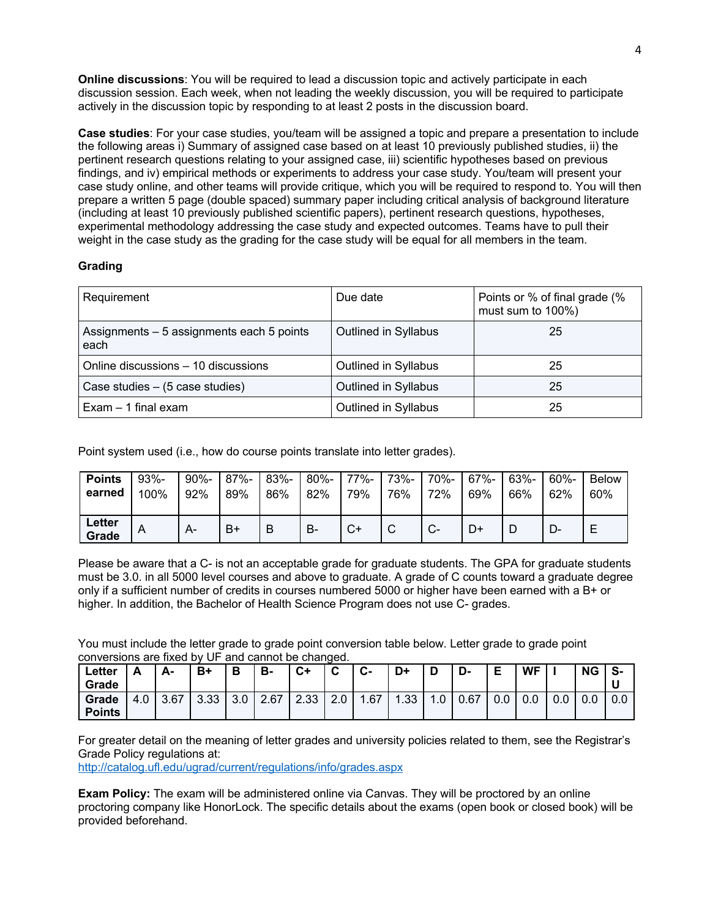**Online discussions**: You will be required to lead a discussion topic and actively participate in each discussion session. Each week, when not leading the weekly discussion, you will be required to participate actively in the discussion topic by responding to at least 2 posts in the discussion board.

**Case studies**: For your case studies, you/team will be assigned a topic and prepare a presentation to include the following areas i) Summary of assigned case based on at least 10 previously published studies, ii) the pertinent research questions relating to your assigned case, iii) scientific hypotheses based on previous findings, and iv) empirical methods or experiments to address your case study. You/team will present your case study online, and other teams will provide critique, which you will be required to respond to. You will then prepare a written 5 page (double spaced) summary paper including critical analysis of background literature (including at least 10 previously published scientific papers), pertinent research questions, hypotheses, experimental methodology addressing the case study and expected outcomes. Teams have to pull their weight in the case study as the grading for the case study will be equal for all members in the team.

**Grading**

| Requirement | Due date | Points or % of final grade (% must sum to 100%) |
|---|---|---|
| Assignments – 5 assignments each 5 points each | Outlined in Syllabus | 25 |
| Online discussions – 10 discussions | Outlined in Syllabus | 25 |
| Case studies – (5 case studies) | Outlined in Syllabus | 25 |
| Exam – 1 final exam | Outlined in Syllabus | 25 |

Point system used (i.e., how do course points translate into letter grades).

| **Points earned** | 93%-100% | 90%-92% | 87%-89% | 83%-86% | 80%-82% | 77%-79% | 73%-76% | 70%-72% | 67%-69% | 63%-66% | 60%-62% | Below 60% |
|---|---|---|---|---|---|---|---|---|---|---|---|---|
| **Letter Grade** | A | A- | B+ | B | B- | C+ | C | C- | D+ | D | D- | E |

Please be aware that a C- is not an acceptable grade for graduate students. The GPA for graduate students must be 3.0. in all 5000 level courses and above to graduate. A grade of C counts toward a graduate degree only if a sufficient number of credits in courses numbered 5000 or higher have been earned with a B+ or higher. In addition, the Bachelor of Health Science Program does not use C- grades.

You must include the letter grade to grade point conversion table below. Letter grade to grade point conversions are fixed by UF and cannot be changed.

| **Letter Grade** | **A** | **A-** | **B+** | **B** | **B-** | **C+** | **C** | **C-** | **D+** | **D** | **D-** | **E** | **WF** | **I** | **NG** | **S-U** |
|---|---|---|---|---|---|---|---|---|---|---|---|---|---|---|---|---|
| **Grade Points** | 4.0 | 3.67 | 3.33 | 3.0 | 2.67 | 2.33 | 2.0 | 1.67 | 1.33 | 1.0 | 0.67 | 0.0 | 0.0 | 0.0 | 0.0 | 0.0 |

For greater detail on the meaning of letter grades and university policies related to them, see the Registrar's Grade Policy regulations at:
http://catalog.ufl.edu/ugrad/current/regulations/info/grades.aspx

**Exam Policy:** The exam will be administered online via Canvas. They will be proctored by an online proctoring company like HonorLock. The specific details about the exams (open book or closed book) will be provided beforehand.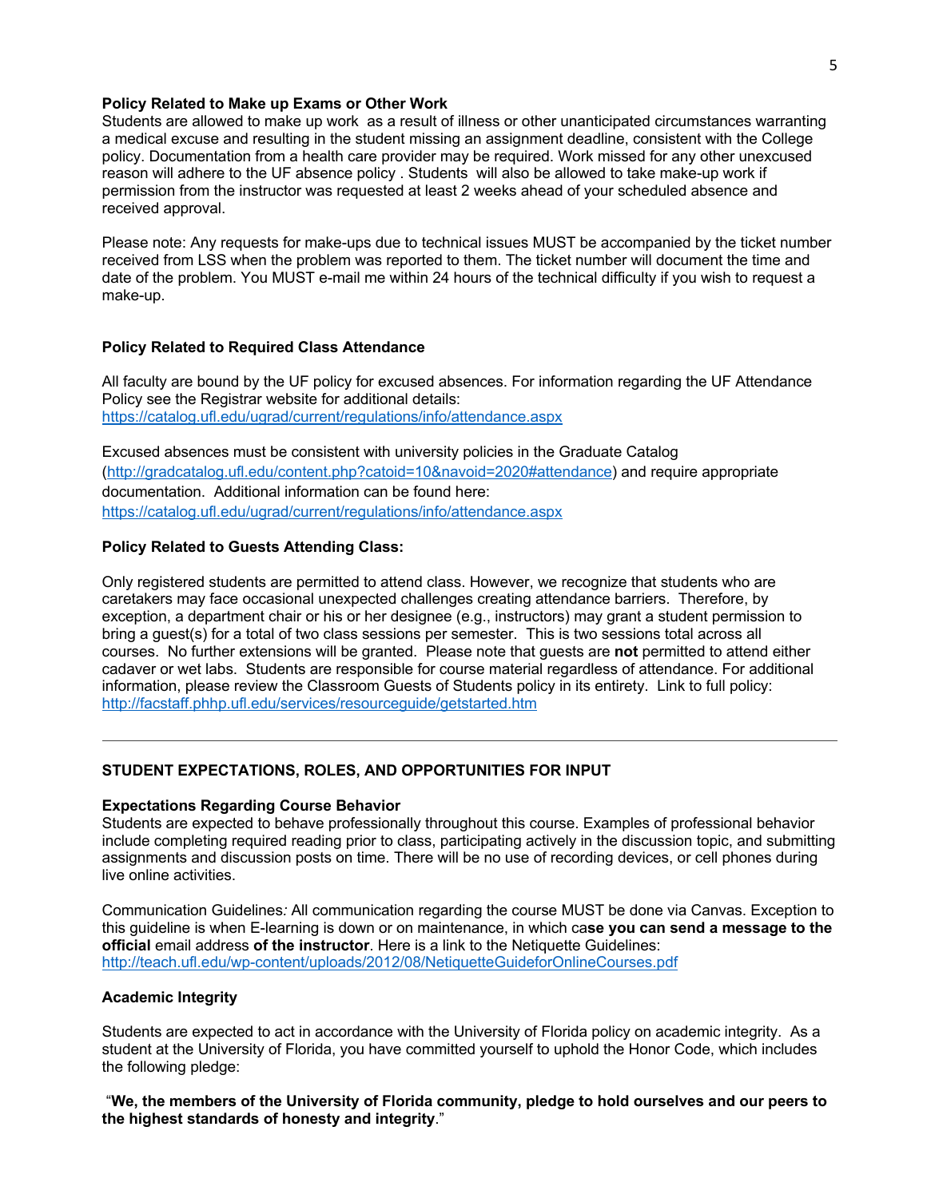**Policy Related to Make up Exams or Other Work**
Students are allowed to make up work as a result of illness or other unanticipated circumstances warranting a medical excuse and resulting in the student missing an assignment deadline, consistent with the College policy. Documentation from a health care provider may be required. Work missed for any other unexcused reason will adhere to the UF absence policy . Students will also be allowed to take make-up work if permission from the instructor was requested at least 2 weeks ahead of your scheduled absence and received approval.

Please note: Any requests for make-ups due to technical issues MUST be accompanied by the ticket number received from LSS when the problem was reported to them. The ticket number will document the time and date of the problem. You MUST e-mail me within 24 hours of the technical difficulty if you wish to request a make-up.

**Policy Related to Required Class Attendance**

All faculty are bound by the UF policy for excused absences. For information regarding the UF Attendance Policy see the Registrar website for additional details:
https://catalog.ufl.edu/ugrad/current/regulations/info/attendance.aspx

Excused absences must be consistent with university policies in the Graduate Catalog (http://gradcatalog.ufl.edu/content.php?catoid=10&navoid=2020#attendance) and require appropriate documentation. Additional information can be found here:
https://catalog.ufl.edu/ugrad/current/regulations/info/attendance.aspx

**Policy Related to Guests Attending Class:**

Only registered students are permitted to attend class. However, we recognize that students who are caretakers may face occasional unexpected challenges creating attendance barriers. Therefore, by exception, a department chair or his or her designee (e.g., instructors) may grant a student permission to bring a guest(s) for a total of two class sessions per semester. This is two sessions total across all courses. No further extensions will be granted. Please note that guests are **not** permitted to attend either cadaver or wet labs. Students are responsible for course material regardless of attendance. For additional information, please review the Classroom Guests of Students policy in its entirety. Link to full policy:
http://facstaff.phhp.ufl.edu/services/resourceguide/getstarted.htm

---

**STUDENT EXPECTATIONS, ROLES, AND OPPORTUNITIES FOR INPUT**

**Expectations Regarding Course Behavior**
Students are expected to behave professionally throughout this course. Examples of professional behavior include completing required reading prior to class, participating actively in the discussion topic, and submitting assignments and discussion posts on time. There will be no use of recording devices, or cell phones during live online activities.

Communication Guidelines*:* All communication regarding the course MUST be done via Canvas. Exception to this guideline is when E-learning is down or on maintenance, in which ca**se you can send a message to the official** email address **of the instructor**. Here is a link to the Netiquette Guidelines:
http://teach.ufl.edu/wp-content/uploads/2012/08/NetiquetteGuideforOnlineCourses.pdf

**Academic Integrity**

Students are expected to act in accordance with the University of Florida policy on academic integrity. As a student at the University of Florida, you have committed yourself to uphold the Honor Code, which includes the following pledge:

"**We, the members of the University of Florida community, pledge to hold ourselves and our peers to the highest standards of honesty and integrity**."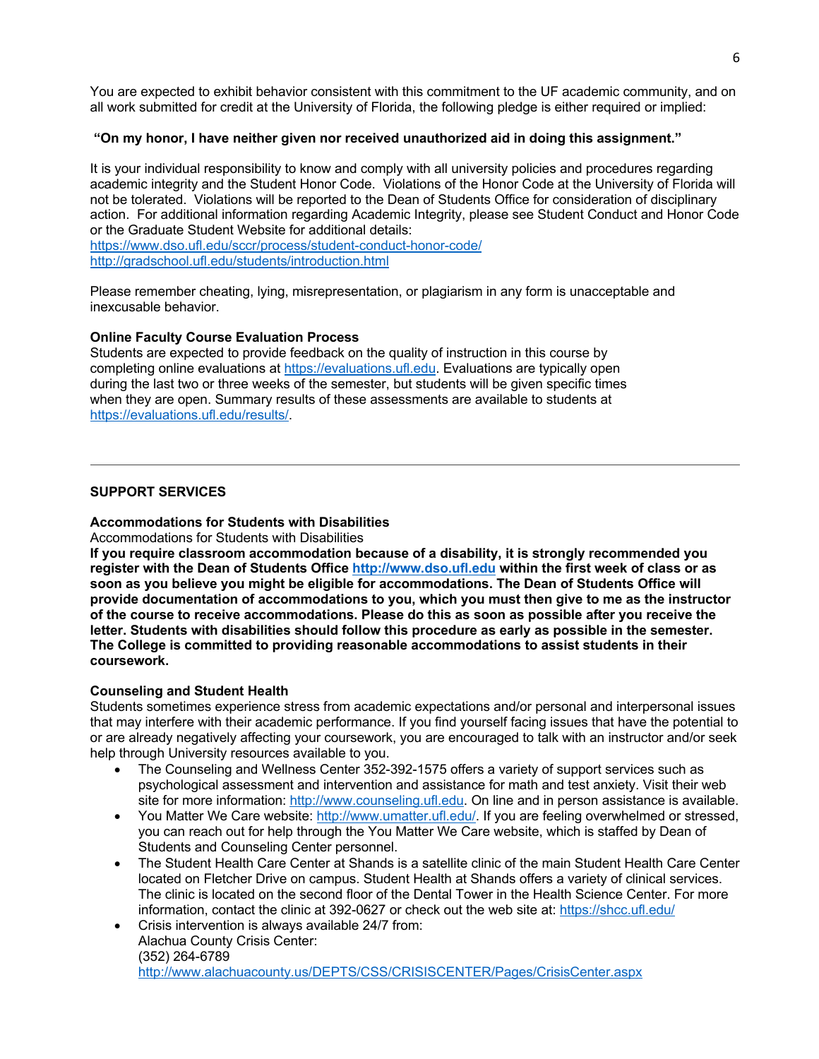You are expected to exhibit behavior consistent with this commitment to the UF academic community, and on all work submitted for credit at the University of Florida, the following pledge is either required or implied:

**"On my honor, I have neither given nor received unauthorized aid in doing this assignment."**

It is your individual responsibility to know and comply with all university policies and procedures regarding academic integrity and the Student Honor Code. Violations of the Honor Code at the University of Florida will not be tolerated. Violations will be reported to the Dean of Students Office for consideration of disciplinary action. For additional information regarding Academic Integrity, please see Student Conduct and Honor Code or the Graduate Student Website for additional details:
https://www.dso.ufl.edu/sccr/process/student-conduct-honor-code/
http://gradschool.ufl.edu/students/introduction.html

Please remember cheating, lying, misrepresentation, or plagiarism in any form is unacceptable and inexcusable behavior.

**Online Faculty Course Evaluation Process**
Students are expected to provide feedback on the quality of instruction in this course by completing online evaluations at https://evaluations.ufl.edu. Evaluations are typically open during the last two or three weeks of the semester, but students will be given specific times when they are open. Summary results of these assessments are available to students at https://evaluations.ufl.edu/results/.

---

## SUPPORT SERVICES

**Accommodations for Students with Disabilities**
Accommodations for Students with Disabilities
**If you require classroom accommodation because of a disability, it is strongly recommended you register with the Dean of Students Office http://www.dso.ufl.edu within the first week of class or as soon as you believe you might be eligible for accommodations. The Dean of Students Office will provide documentation of accommodations to you, which you must then give to me as the instructor of the course to receive accommodations. Please do this as soon as possible after you receive the letter. Students with disabilities should follow this procedure as early as possible in the semester. The College is committed to providing reasonable accommodations to assist students in their coursework.**

**Counseling and Student Health**
Students sometimes experience stress from academic expectations and/or personal and interpersonal issues that may interfere with their academic performance. If you find yourself facing issues that have the potential to or are already negatively affecting your coursework, you are encouraged to talk with an instructor and/or seek help through University resources available to you.

- The Counseling and Wellness Center 352-392-1575 offers a variety of support services such as psychological assessment and intervention and assistance for math and test anxiety. Visit their web site for more information: http://www.counseling.ufl.edu. On line and in person assistance is available.
- You Matter We Care website: http://www.umatter.ufl.edu/. If you are feeling overwhelmed or stressed, you can reach out for help through the You Matter We Care website, which is staffed by Dean of Students and Counseling Center personnel.
- The Student Health Care Center at Shands is a satellite clinic of the main Student Health Care Center located on Fletcher Drive on campus. Student Health at Shands offers a variety of clinical services. The clinic is located on the second floor of the Dental Tower in the Health Science Center. For more information, contact the clinic at 392-0627 or check out the web site at: https://shcc.ufl.edu/
- Crisis intervention is always available 24/7 from:
  Alachua County Crisis Center:
  (352) 264-6789
  http://www.alachuacounty.us/DEPTS/CSS/CRISISCENTER/Pages/CrisisCenter.aspx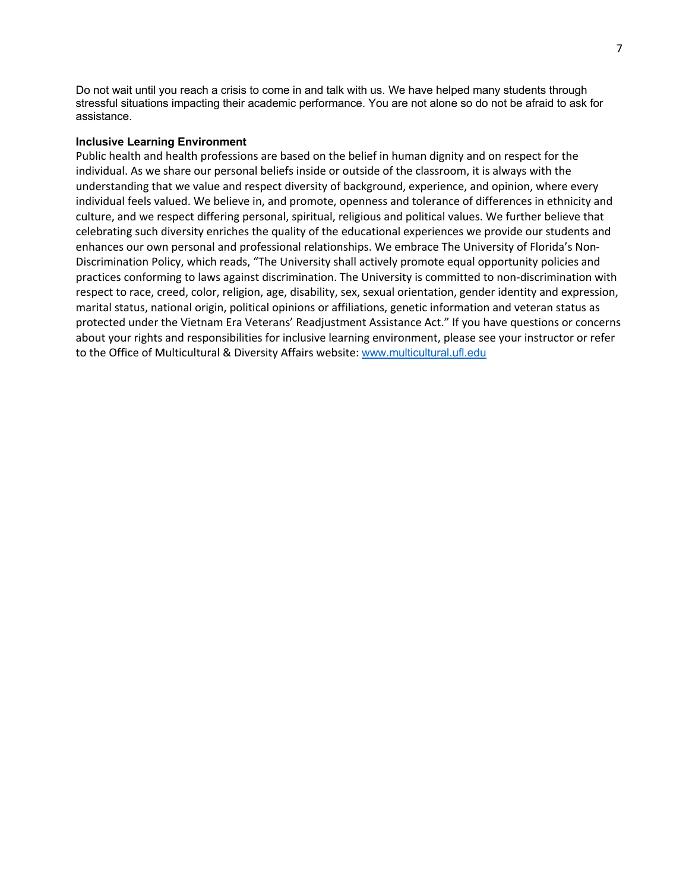Do not wait until you reach a crisis to come in and talk with us. We have helped many students through stressful situations impacting their academic performance. You are not alone so do not be afraid to ask for assistance.

**Inclusive Learning Environment**

Public health and health professions are based on the belief in human dignity and on respect for the individual. As we share our personal beliefs inside or outside of the classroom, it is always with the understanding that we value and respect diversity of background, experience, and opinion, where every individual feels valued. We believe in, and promote, openness and tolerance of differences in ethnicity and culture, and we respect differing personal, spiritual, religious and political values. We further believe that celebrating such diversity enriches the quality of the educational experiences we provide our students and enhances our own personal and professional relationships. We embrace The University of Florida's Non-Discrimination Policy, which reads, "The University shall actively promote equal opportunity policies and practices conforming to laws against discrimination. The University is committed to non-discrimination with respect to race, creed, color, religion, age, disability, sex, sexual orientation, gender identity and expression, marital status, national origin, political opinions or affiliations, genetic information and veteran status as protected under the Vietnam Era Veterans' Readjustment Assistance Act." If you have questions or concerns about your rights and responsibilities for inclusive learning environment, please see your instructor or refer to the Office of Multicultural & Diversity Affairs website: [www.multicultural.ufl.edu](www.multicultural.ufl.edu)